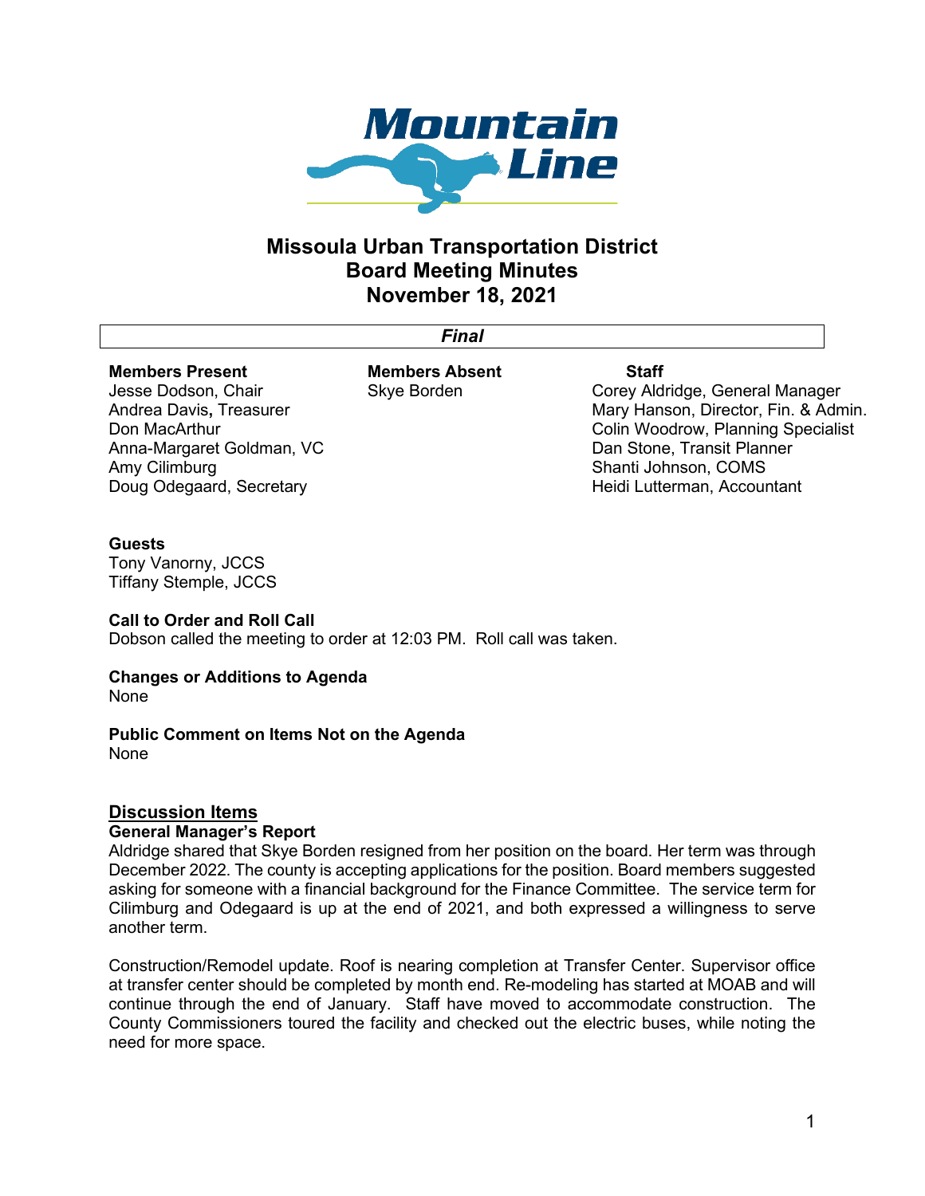# Missoula Urban Transportation District
# Board Meeting Minutes
# November 18, 2021

***Final***

| Members Present | Members Absent | Staff |
|---|---|---|
| Jesse Dodson, Chair | Skye Borden | Corey Aldridge, General Manager |
| Andrea Davis, Treasurer | | Mary Hanson, Director, Fin. & Admin. |
| Don MacArthur | | Colin Woodrow, Planning Specialist |
| Anna-Margaret Goldman, VC | | Dan Stone, Transit Planner |
| Amy Cilimburg | | Shanti Johnson, COMS |
| Doug Odegaard, Secretary | | Heidi Lutterman, Accountant |

**Guests**
Tony Vanorny, JCCS
Tiffany Stemple, JCCS

**Call to Order and Roll Call**
Dobson called the meeting to order at 12:03 PM. Roll call was taken.

**Changes or Additions to Agenda**
None

**Public Comment on Items Not on the Agenda**
None

## Discussion Items

### General Manager's Report

Aldridge shared that Skye Borden resigned from her position on the board. Her term was through December 2022. The county is accepting applications for the position. Board members suggested asking for someone with a financial background for the Finance Committee. The service term for Cilimburg and Odegaard is up at the end of 2021, and both expressed a willingness to serve another term.

Construction/Remodel update. Roof is nearing completion at Transfer Center. Supervisor office at transfer center should be completed by month end. Re-modeling has started at MOAB and will continue through the end of January. Staff have moved to accommodate construction. The County Commissioners toured the facility and checked out the electric buses, while noting the need for more space.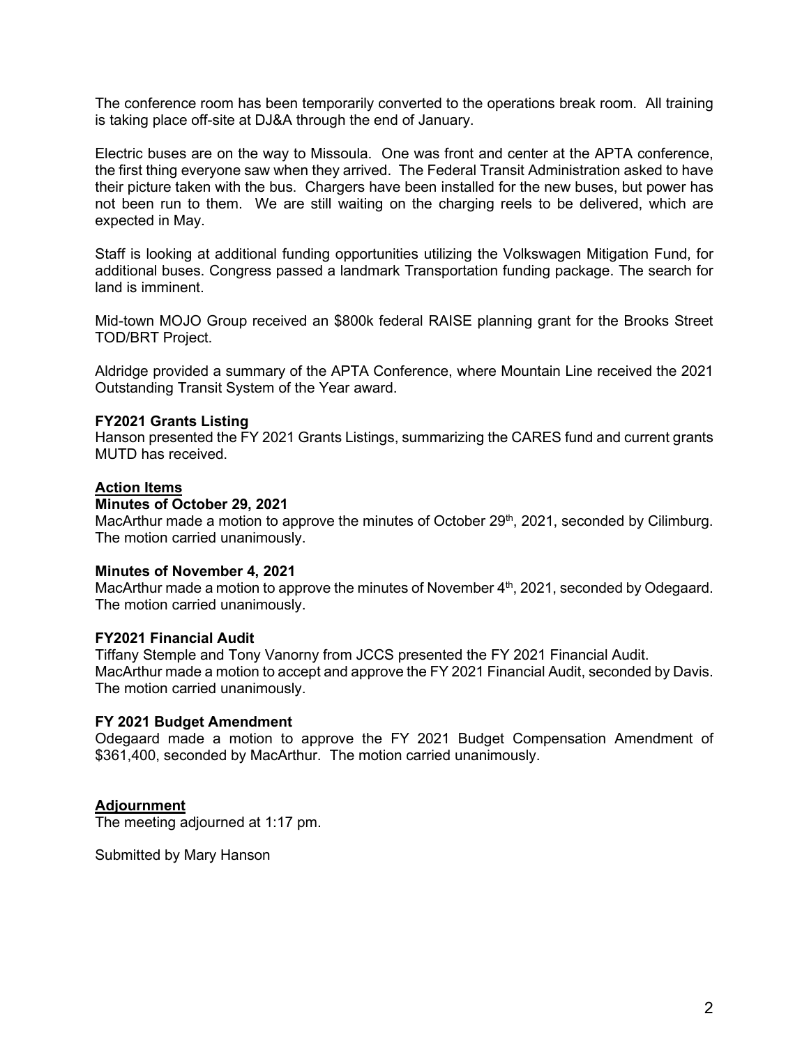The conference room has been temporarily converted to the operations break room. All training is taking place off-site at DJ&A through the end of January.

Electric buses are on the way to Missoula. One was front and center at the APTA conference, the first thing everyone saw when they arrived. The Federal Transit Administration asked to have their picture taken with the bus. Chargers have been installed for the new buses, but power has not been run to them. We are still waiting on the charging reels to be delivered, which are expected in May.

Staff is looking at additional funding opportunities utilizing the Volkswagen Mitigation Fund, for additional buses. Congress passed a landmark Transportation funding package. The search for land is imminent.

Mid-town MOJO Group received an $800k federal RAISE planning grant for the Brooks Street TOD/BRT Project.

Aldridge provided a summary of the APTA Conference, where Mountain Line received the 2021 Outstanding Transit System of the Year award.

**FY2021 Grants Listing**
Hanson presented the FY 2021 Grants Listings, summarizing the CARES fund and current grants MUTD has received.

**Action Items**

**Minutes of October 29, 2021**
MacArthur made a motion to approve the minutes of October 29th, 2021, seconded by Cilimburg. The motion carried unanimously.

**Minutes of November 4, 2021**
MacArthur made a motion to approve the minutes of November 4th, 2021, seconded by Odegaard. The motion carried unanimously.

**FY2021 Financial Audit**
Tiffany Stemple and Tony Vanorny from JCCS presented the FY 2021 Financial Audit. MacArthur made a motion to accept and approve the FY 2021 Financial Audit, seconded by Davis. The motion carried unanimously.

**FY 2021 Budget Amendment**
Odegaard made a motion to approve the FY 2021 Budget Compensation Amendment of $361,400, seconded by MacArthur. The motion carried unanimously.

**Adjournment**
The meeting adjourned at 1:17 pm.

Submitted by Mary Hanson